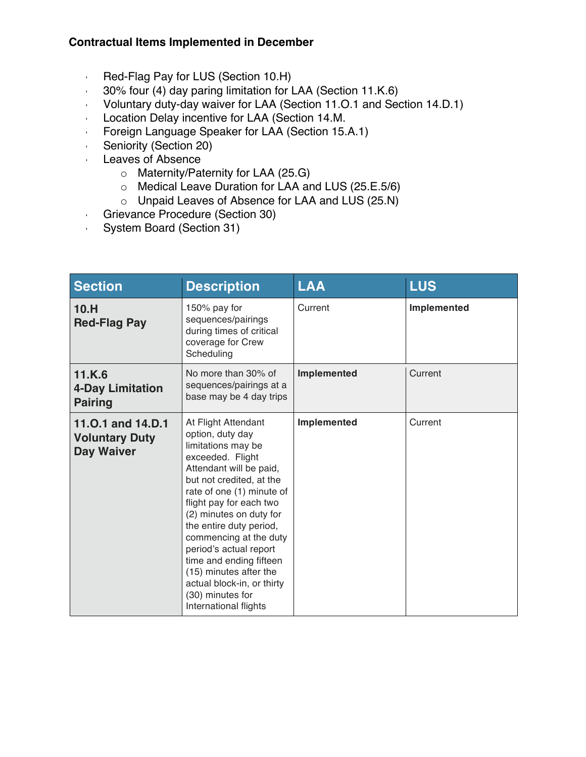**Contractual Items Implemented in December**

- Red-Flag Pay for LUS (Section 10.H)
- 30% four (4) day paring limitation for LAA (Section 11.K.6)
- Voluntary duty-day waiver for LAA (Section 11.O.1 and Section 14.D.1)
- Location Delay incentive for LAA (Section 14.M.
- Foreign Language Speaker for LAA (Section 15.A.1)
- Seniority (Section 20)
- Leaves of Absence
  - Maternity/Paternity for LAA (25.G)
  - Medical Leave Duration for LAA and LUS (25.E.5/6)
  - Unpaid Leaves of Absence for LAA and LUS (25.N)
- Grievance Procedure (Section 30)
- System Board (Section 31)

| Section | Description | LAA | LUS |
|---|---|---|---|
| **10.H Red-Flag Pay** | 150% pay for sequences/pairings during times of critical coverage for Crew Scheduling | Current | **Implemented** |
| **11.K.6 4-Day Limitation Pairing** | No more than 30% of sequences/pairings at a base may be 4 day trips | **Implemented** | Current |
| **11.O.1 and 14.D.1 Voluntary Duty Day Waiver** | At Flight Attendant option, duty day limitations may be exceeded. Flight Attendant will be paid, but not credited, at the rate of one (1) minute of flight pay for each two (2) minutes on duty for the entire duty period, commencing at the duty period's actual report time and ending fifteen (15) minutes after the actual block-in, or thirty (30) minutes for International flights | **Implemented** | Current |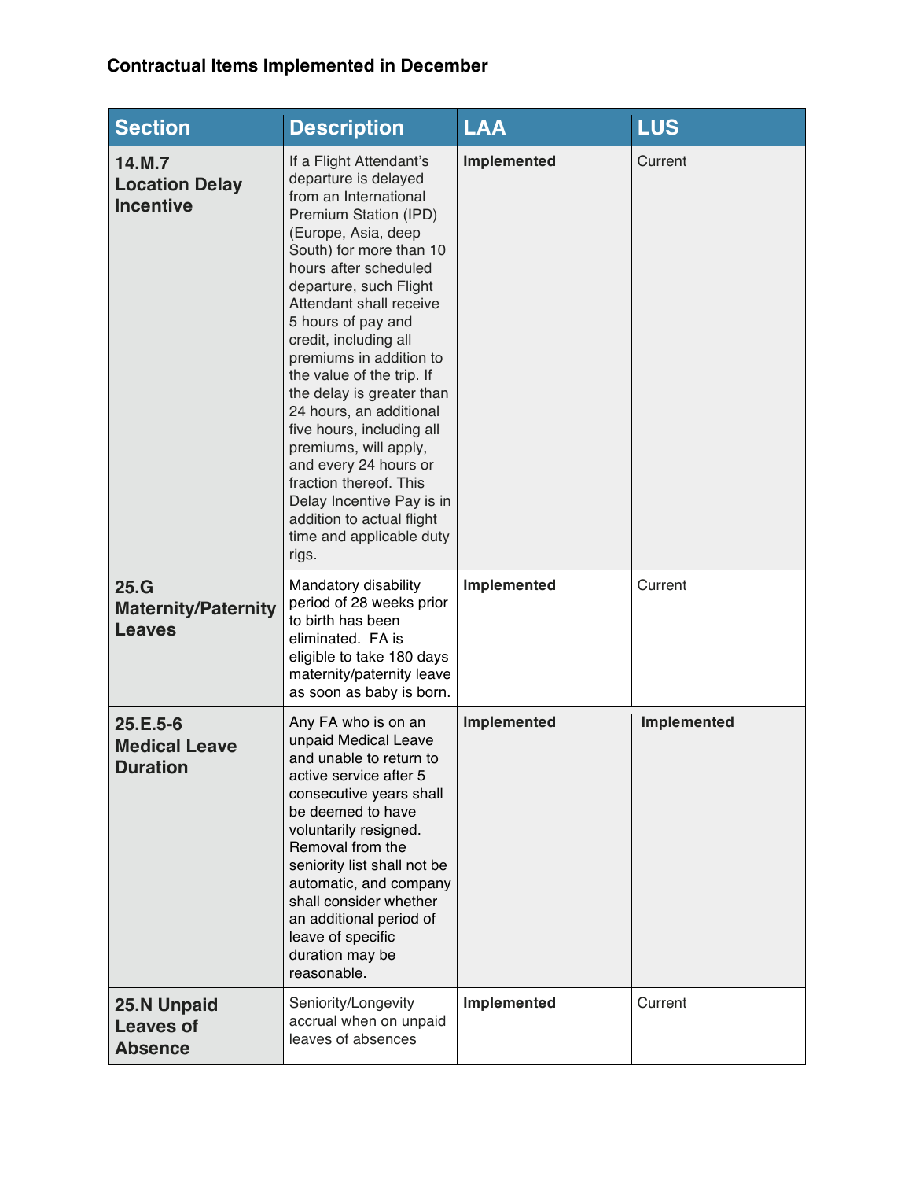### Contractual Items Implemented in December

| Section | Description | LAA | LUS |
|---|---|---|---|
| **14.M.7 Location Delay Incentive** | If a Flight Attendant's departure is delayed from an International Premium Station (IPD) (Europe, Asia, deep South) for more than 10 hours after scheduled departure, such Flight Attendant shall receive 5 hours of pay and credit, including all premiums in addition to the value of the trip. If the delay is greater than 24 hours, an additional five hours, including all premiums, will apply, and every 24 hours or fraction thereof. This Delay Incentive Pay is in addition to actual flight time and applicable duty rigs. | **Implemented** | Current |
| **25.G Maternity/Paternity Leaves** | Mandatory disability period of 28 weeks prior to birth has been eliminated. FA is eligible to take 180 days maternity/paternity leave as soon as baby is born. | **Implemented** | Current |
| **25.E.5-6 Medical Leave Duration** | Any FA who is on an unpaid Medical Leave and unable to return to active service after 5 consecutive years shall be deemed to have voluntarily resigned. Removal from the seniority list shall not be automatic, and company shall consider whether an additional period of leave of specific duration may be reasonable. | **Implemented** | **Implemented** |
| **25.N Unpaid Leaves of Absence** | Seniority/Longevity accrual when on unpaid leaves of absences | **Implemented** | Current |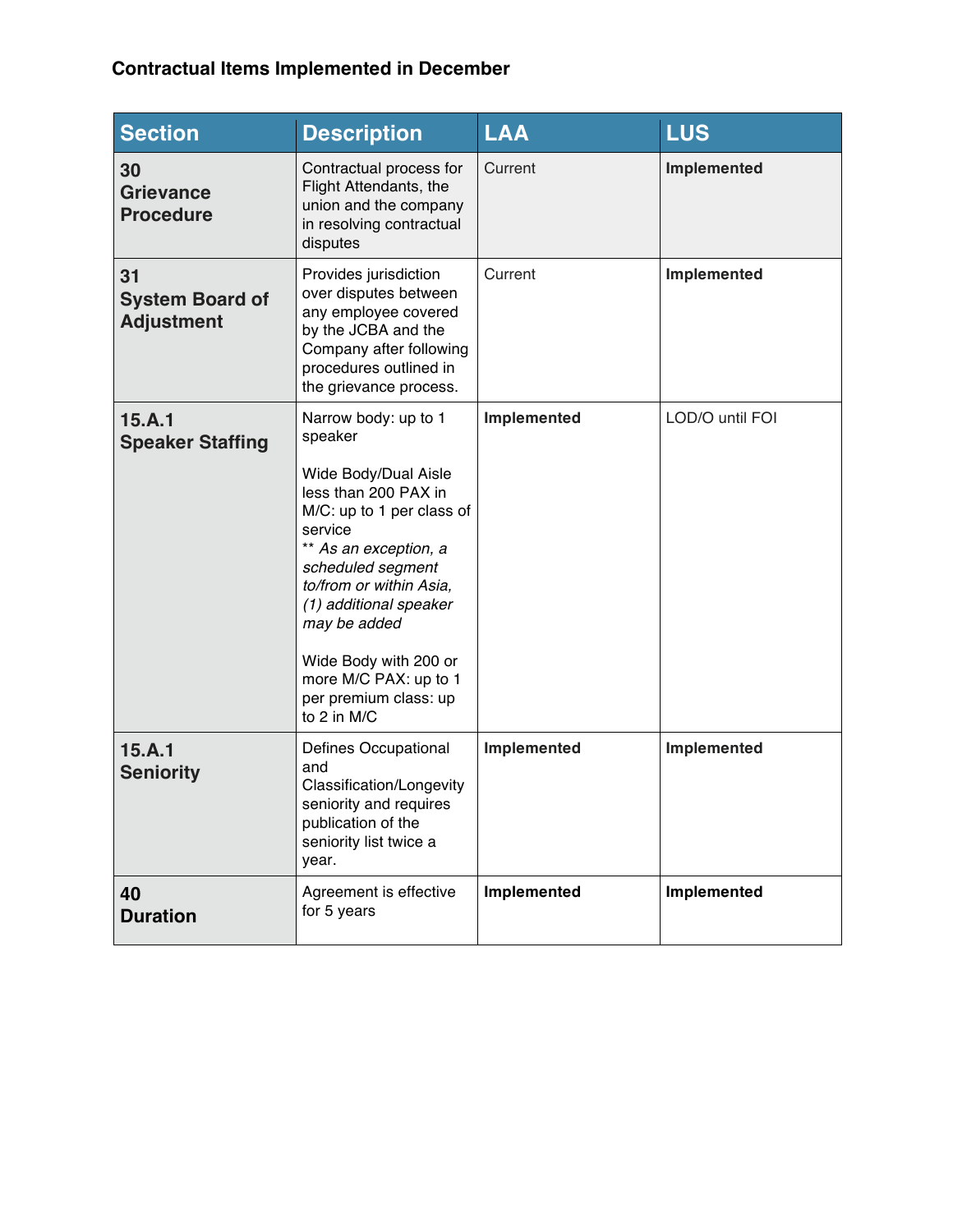### Contractual Items Implemented in December

| Section | Description | LAA | LUS |
|---|---|---|---|
| **30 Grievance Procedure** | Contractual process for Flight Attendants, the union and the company in resolving contractual disputes | Current | **Implemented** |
| **31 System Board of Adjustment** | Provides jurisdiction over disputes between any employee covered by the JCBA and the Company after following procedures outlined in the grievance process. | Current | **Implemented** |
| **15.A.1 Speaker Staffing** | Narrow body: up to 1 speaker<br><br>Wide Body/Dual Aisle less than 200 PAX in M/C: up to 1 per class of service<br>** *As an exception, a scheduled segment to/from or within Asia, (1) additional speaker may be added*<br><br>Wide Body with 200 or more M/C PAX: up to 1 per premium class: up to 2 in M/C | **Implemented** | LOD/O until FOI |
| **15.A.1 Seniority** | Defines Occupational and Classification/Longevity seniority and requires publication of the seniority list twice a year. | **Implemented** | **Implemented** |
| **40 Duration** | Agreement is effective for 5 years | **Implemented** | **Implemented** |